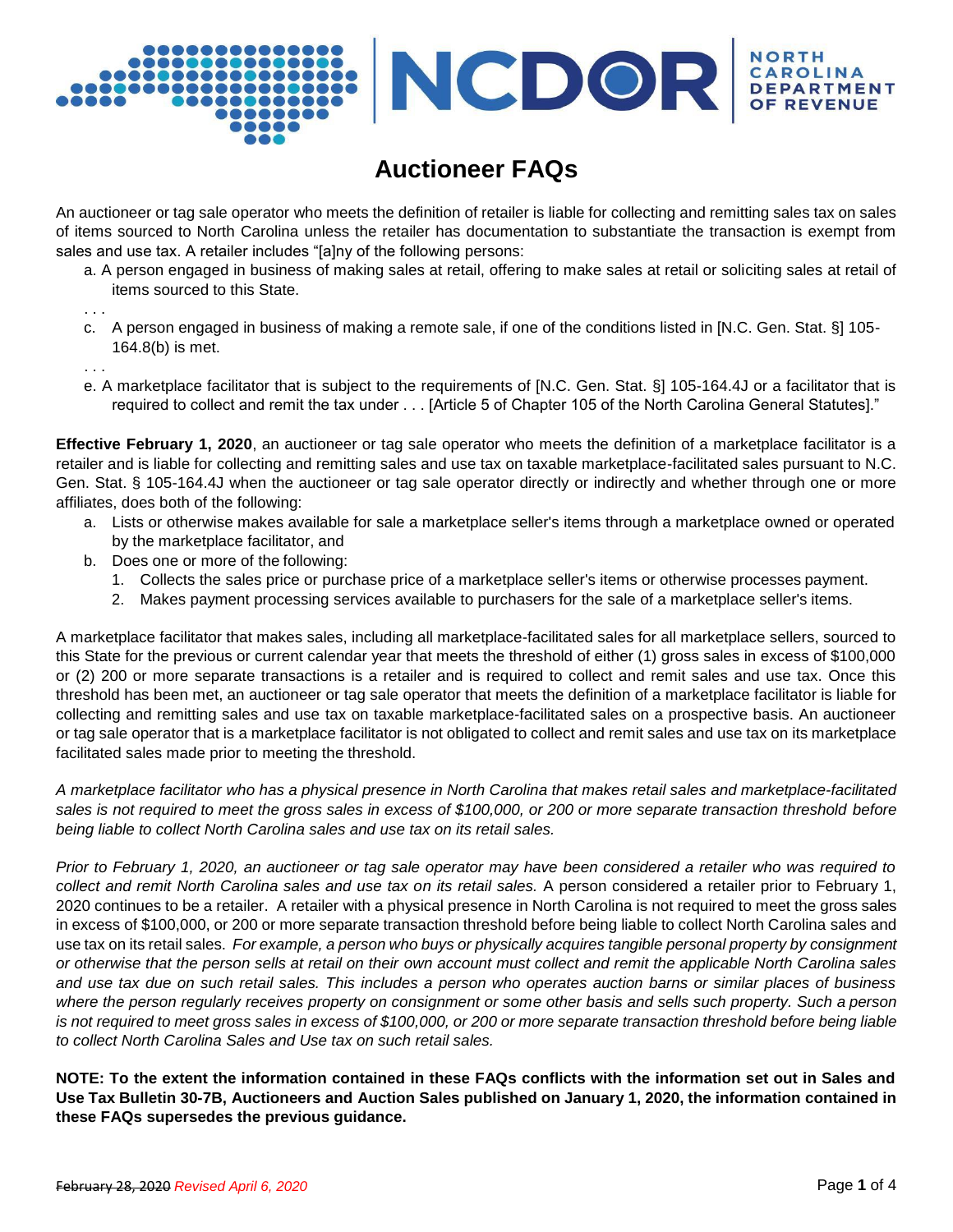# Auctioneer FAQs

An auctioneer or tag sale operator who meets the definition of retailer is liable for collecting and remitting sales tax on sales of items sourced to North Carolina unless the retailer has documentation to substantiate the transaction is exempt from sales and use tax. A retailer includes "[a]ny of the following persons:

a. A person engaged in business of making sales at retail, offering to make sales at retail or soliciting sales at retail of items sourced to this State.

. . .

c. A person engaged in business of making a remote sale, if one of the conditions listed in [N.C. Gen. Stat. §] 105-164.8(b) is met.

. . .

e. A marketplace facilitator that is subject to the requirements of [N.C. Gen. Stat. §] 105-164.4J or a facilitator that is required to collect and remit the tax under . . . [Article 5 of Chapter 105 of the North Carolina General Statutes]."

**Effective February 1, 2020**, an auctioneer or tag sale operator who meets the definition of a marketplace facilitator is a retailer and is liable for collecting and remitting sales and use tax on taxable marketplace-facilitated sales pursuant to N.C. Gen. Stat. § 105-164.4J when the auctioneer or tag sale operator directly or indirectly and whether through one or more affiliates, does both of the following:

a. Lists or otherwise makes available for sale a marketplace seller's items through a marketplace owned or operated by the marketplace facilitator, and
b. Does one or more of the following:
    1. Collects the sales price or purchase price of a marketplace seller's items or otherwise processes payment.
    2. Makes payment processing services available to purchasers for the sale of a marketplace seller's items.

A marketplace facilitator that makes sales, including all marketplace-facilitated sales for all marketplace sellers, sourced to this State for the previous or current calendar year that meets the threshold of either (1) gross sales in excess of $100,000 or (2) 200 or more separate transactions is a retailer and is required to collect and remit sales and use tax. Once this threshold has been met, an auctioneer or tag sale operator that meets the definition of a marketplace facilitator is liable for collecting and remitting sales and use tax on taxable marketplace-facilitated sales on a prospective basis. An auctioneer or tag sale operator that is a marketplace facilitator is not obligated to collect and remit sales and use tax on its marketplace facilitated sales made prior to meeting the threshold.

*A marketplace facilitator who has a physical presence in North Carolina that makes retail sales and marketplace-facilitated sales is not required to meet the gross sales in excess of $100,000, or 200 or more separate transaction threshold before being liable to collect North Carolina sales and use tax on its retail sales.*

*Prior to February 1, 2020, an auctioneer or tag sale operator may have been considered a retailer who was required to collect and remit North Carolina sales and use tax on its retail sales.* A person considered a retailer prior to February 1, 2020 continues to be a retailer. A retailer with a physical presence in North Carolina is not required to meet the gross sales in excess of $100,000, or 200 or more separate transaction threshold before being liable to collect North Carolina sales and use tax on its retail sales. *For example, a person who buys or physically acquires tangible personal property by consignment or otherwise that the person sells at retail on their own account must collect and remit the applicable North Carolina sales and use tax due on such retail sales. This includes a person who operates auction barns or similar places of business where the person regularly receives property on consignment or some other basis and sells such property. Such a person is not required to meet gross sales in excess of $100,000, or 200 or more separate transaction threshold before being liable to collect North Carolina Sales and Use tax on such retail sales.*

**NOTE: To the extent the information contained in these FAQs conflicts with the information set out in Sales and Use Tax Bulletin 30-7B, Auctioneers and Auction Sales published on January 1, 2020, the information contained in these FAQs supersedes the previous guidance.**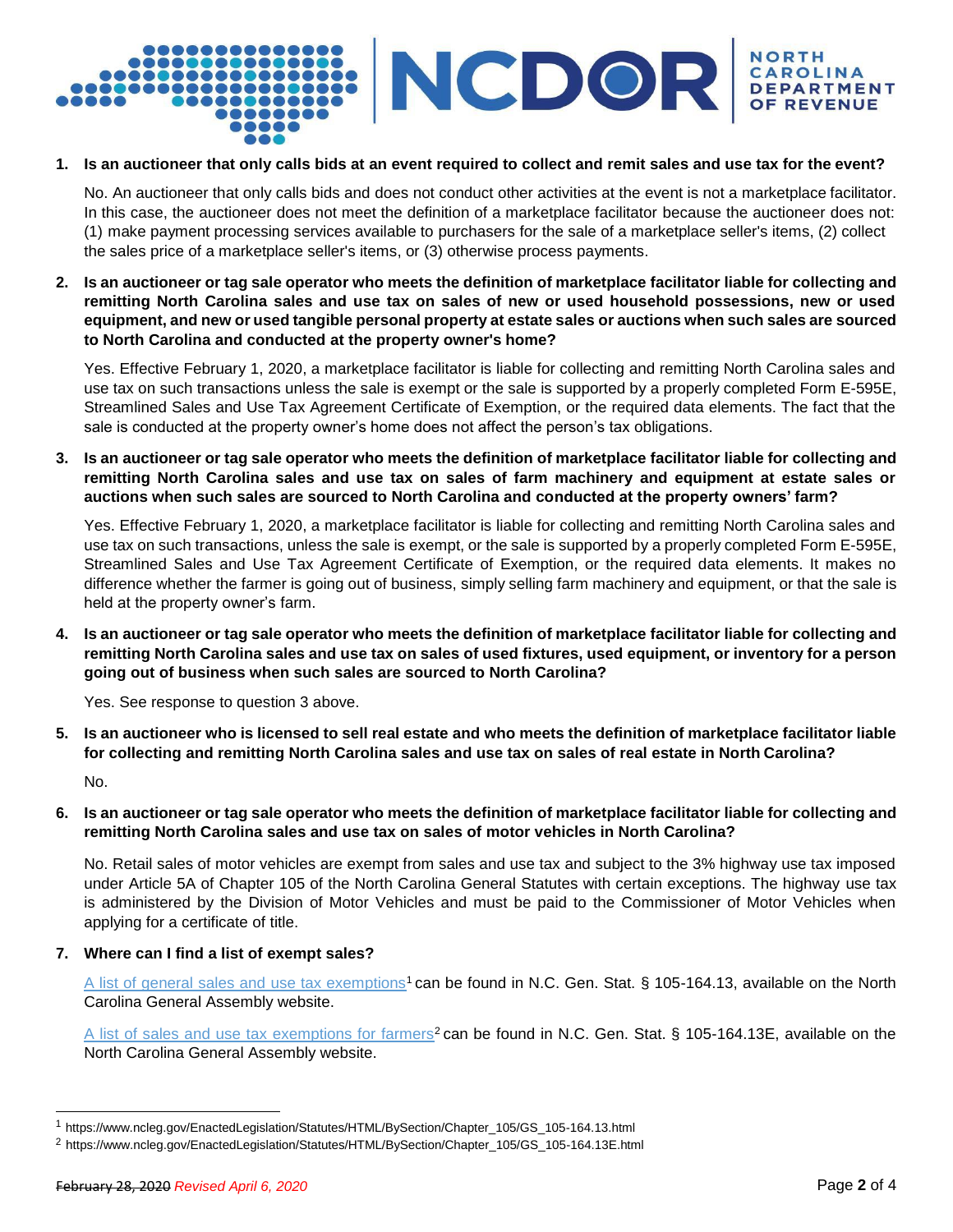1. **Is an auctioneer that only calls bids at an event required to collect and remit sales and use tax for the event?**

   No. An auctioneer that only calls bids and does not conduct other activities at the event is not a marketplace facilitator. In this case, the auctioneer does not meet the definition of a marketplace facilitator because the auctioneer does not: (1) make payment processing services available to purchasers for the sale of a marketplace seller's items, (2) collect the sales price of a marketplace seller's items, or (3) otherwise process payments.

2. **Is an auctioneer or tag sale operator who meets the definition of marketplace facilitator liable for collecting and remitting North Carolina sales and use tax on sales of new or used household possessions, new or used equipment, and new or used tangible personal property at estate sales or auctions when such sales are sourced to North Carolina and conducted at the property owner's home?**

   Yes. Effective February 1, 2020, a marketplace facilitator is liable for collecting and remitting North Carolina sales and use tax on such transactions unless the sale is exempt or the sale is supported by a properly completed Form E-595E, Streamlined Sales and Use Tax Agreement Certificate of Exemption, or the required data elements. The fact that the sale is conducted at the property owner's home does not affect the person's tax obligations.

3. **Is an auctioneer or tag sale operator who meets the definition of marketplace facilitator liable for collecting and remitting North Carolina sales and use tax on sales of farm machinery and equipment at estate sales or auctions when such sales are sourced to North Carolina and conducted at the property owners' farm?**

   Yes. Effective February 1, 2020, a marketplace facilitator is liable for collecting and remitting North Carolina sales and use tax on such transactions, unless the sale is exempt, or the sale is supported by a properly completed Form E-595E, Streamlined Sales and Use Tax Agreement Certificate of Exemption, or the required data elements. It makes no difference whether the farmer is going out of business, simply selling farm machinery and equipment, or that the sale is held at the property owner's farm.

4. **Is an auctioneer or tag sale operator who meets the definition of marketplace facilitator liable for collecting and remitting North Carolina sales and use tax on sales of used fixtures, used equipment, or inventory for a person going out of business when such sales are sourced to North Carolina?**

   Yes. See response to question 3 above.

5. **Is an auctioneer who is licensed to sell real estate and who meets the definition of marketplace facilitator liable for collecting and remitting North Carolina sales and use tax on sales of real estate in North Carolina?**

   No.

6. **Is an auctioneer or tag sale operator who meets the definition of marketplace facilitator liable for collecting and remitting North Carolina sales and use tax on sales of motor vehicles in North Carolina?**

   No. Retail sales of motor vehicles are exempt from sales and use tax and subject to the 3% highway use tax imposed under Article 5A of Chapter 105 of the North Carolina General Statutes with certain exceptions. The highway use tax is administered by the Division of Motor Vehicles and must be paid to the Commissioner of Motor Vehicles when applying for a certificate of title.

7. **Where can I find a list of exempt sales?**

   A list of general sales and use tax exemptions[1] can be found in N.C. Gen. Stat. § 105-164.13, available on the North Carolina General Assembly website.

   A list of sales and use tax exemptions for farmers[2] can be found in N.C. Gen. Stat. § 105-164.13E, available on the North Carolina General Assembly website.

---

[1] https://www.ncleg.gov/EnactedLegislation/Statutes/HTML/BySection/Chapter_105/GS_105-164.13.html

[2] https://www.ncleg.gov/EnactedLegislation/Statutes/HTML/BySection/Chapter_105/GS_105-164.13E.html

~~February 28, 2020~~ *Revised April 6, 2020*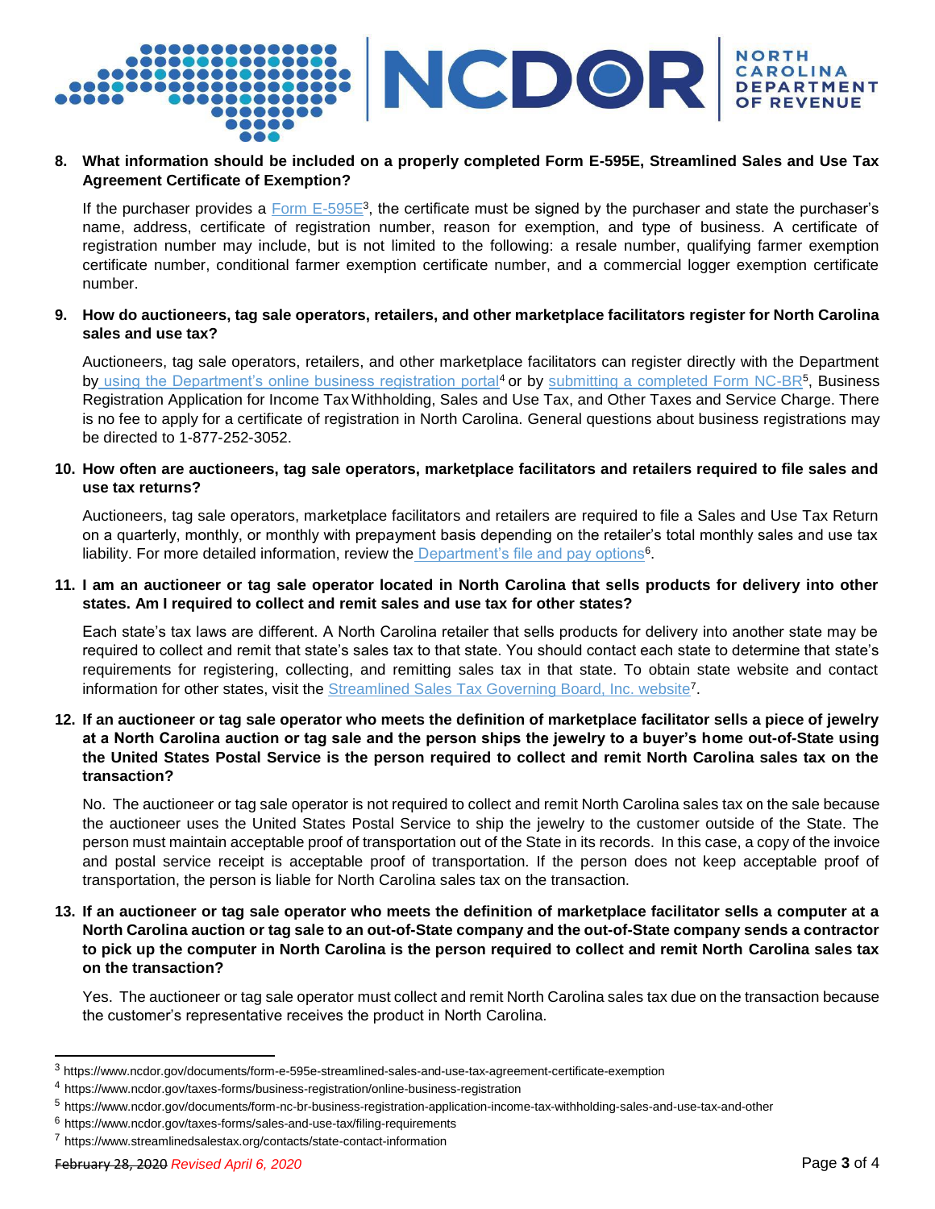**8. What information should be included on a properly completed Form E-595E, Streamlined Sales and Use Tax Agreement Certificate of Exemption?**

If the purchaser provides a Form E-595E[3], the certificate must be signed by the purchaser and state the purchaser's name, address, certificate of registration number, reason for exemption, and type of business. A certificate of registration number may include, but is not limited to the following: a resale number, qualifying farmer exemption certificate number, conditional farmer exemption certificate number, and a commercial logger exemption certificate number.

**9. How do auctioneers, tag sale operators, retailers, and other marketplace facilitators register for North Carolina sales and use tax?**

Auctioneers, tag sale operators, retailers, and other marketplace facilitators can register directly with the Department by using the Department's online business registration portal[4] or by submitting a completed Form NC-BR[5], Business Registration Application for Income Tax Withholding, Sales and Use Tax, and Other Taxes and Service Charge. There is no fee to apply for a certificate of registration in North Carolina. General questions about business registrations may be directed to 1-877-252-3052.

**10. How often are auctioneers, tag sale operators, marketplace facilitators and retailers required to file sales and use tax returns?**

Auctioneers, tag sale operators, marketplace facilitators and retailers are required to file a Sales and Use Tax Return on a quarterly, monthly, or monthly with prepayment basis depending on the retailer's total monthly sales and use tax liability. For more detailed information, review the Department's file and pay options[6].

**11. I am an auctioneer or tag sale operator located in North Carolina that sells products for delivery into other states. Am I required to collect and remit sales and use tax for other states?**

Each state's tax laws are different. A North Carolina retailer that sells products for delivery into another state may be required to collect and remit that state's sales tax to that state. You should contact each state to determine that state's requirements for registering, collecting, and remitting sales tax in that state. To obtain state website and contact information for other states, visit the Streamlined Sales Tax Governing Board, Inc. website[7].

**12. If an auctioneer or tag sale operator who meets the definition of marketplace facilitator sells a piece of jewelry at a North Carolina auction or tag sale and the person ships the jewelry to a buyer's home out-of-State using the United States Postal Service is the person required to collect and remit North Carolina sales tax on the transaction?**

No. The auctioneer or tag sale operator is not required to collect and remit North Carolina sales tax on the sale because the auctioneer uses the United States Postal Service to ship the jewelry to the customer outside of the State. The person must maintain acceptable proof of transportation out of the State in its records. In this case, a copy of the invoice and postal service receipt is acceptable proof of transportation. If the person does not keep acceptable proof of transportation, the person is liable for North Carolina sales tax on the transaction.

**13. If an auctioneer or tag sale operator who meets the definition of marketplace facilitator sells a computer at a North Carolina auction or tag sale to an out-of-State company and the out-of-State company sends a contractor to pick up the computer in North Carolina is the person required to collect and remit North Carolina sales tax on the transaction?**

Yes. The auctioneer or tag sale operator must collect and remit North Carolina sales tax due on the transaction because the customer's representative receives the product in North Carolina.

---

[3] https://www.ncdor.gov/documents/form-e-595e-streamlined-sales-and-use-tax-agreement-certificate-exemption

[4] https://www.ncdor.gov/taxes-forms/business-registration/online-business-registration

[5] https://www.ncdor.gov/documents/form-nc-br-business-registration-application-income-tax-withholding-sales-and-use-tax-and-other

[6] https://www.ncdor.gov/taxes-forms/sales-and-use-tax/filing-requirements

[7] https://www.streamlinedsalestax.org/contacts/state-contact-information

~~February 28, 2020~~ *Revised April 6, 2020*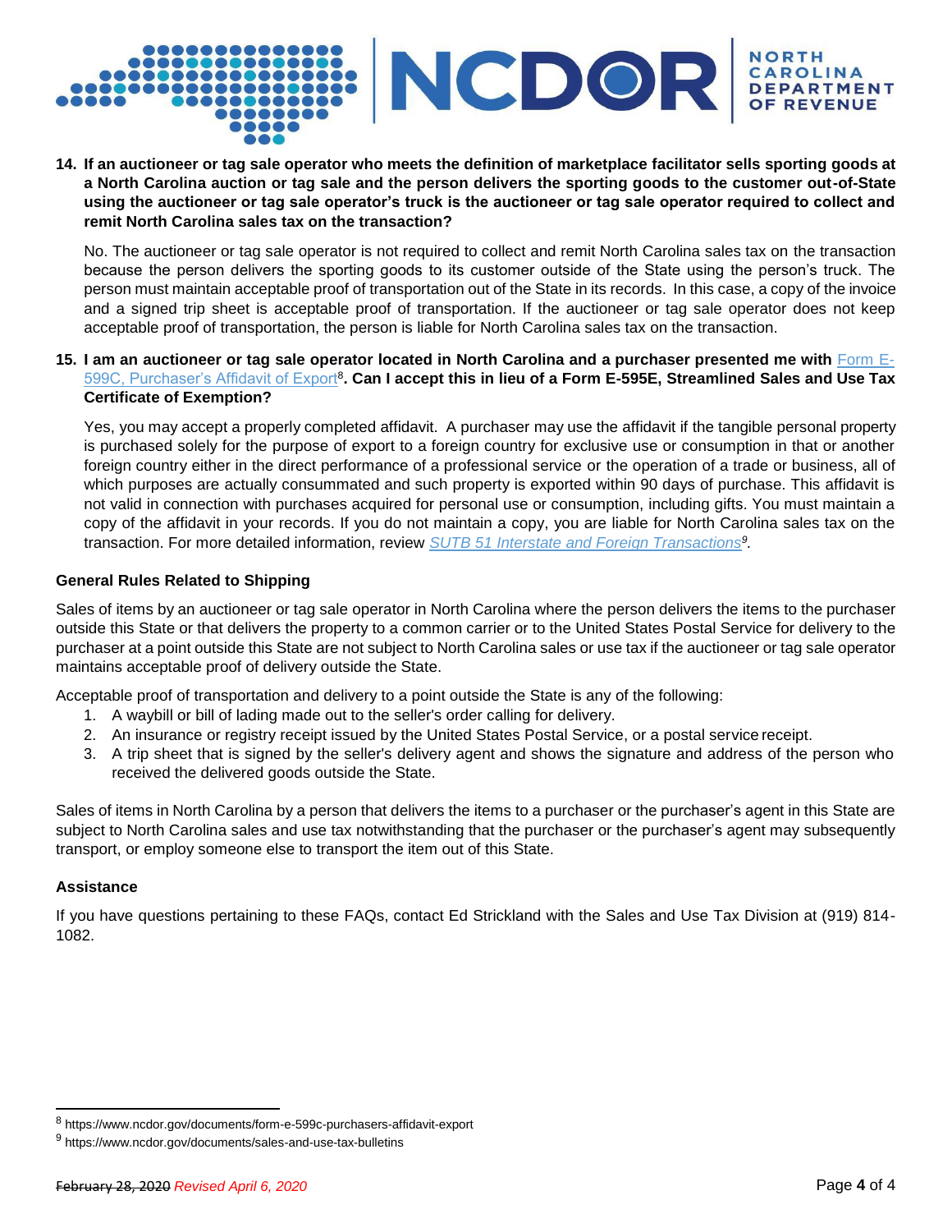**14. If an auctioneer or tag sale operator who meets the definition of marketplace facilitator sells sporting goods at a North Carolina auction or tag sale and the person delivers the sporting goods to the customer out-of-State using the auctioneer or tag sale operator's truck is the auctioneer or tag sale operator required to collect and remit North Carolina sales tax on the transaction?**

No. The auctioneer or tag sale operator is not required to collect and remit North Carolina sales tax on the transaction because the person delivers the sporting goods to its customer outside of the State using the person's truck. The person must maintain acceptable proof of transportation out of the State in its records. In this case, a copy of the invoice and a signed trip sheet is acceptable proof of transportation. If the auctioneer or tag sale operator does not keep acceptable proof of transportation, the person is liable for North Carolina sales tax on the transaction.

**15. I am an auctioneer or tag sale operator located in North Carolina and a purchaser presented me with Form E-599C, Purchaser's Affidavit of Export[8]. Can I accept this in lieu of a Form E-595E, Streamlined Sales and Use Tax Certificate of Exemption?**

Yes, you may accept a properly completed affidavit. A purchaser may use the affidavit if the tangible personal property is purchased solely for the purpose of export to a foreign country for exclusive use or consumption in that or another foreign country either in the direct performance of a professional service or the operation of a trade or business, all of which purposes are actually consummated and such property is exported within 90 days of purchase. This affidavit is not valid in connection with purchases acquired for personal use or consumption, including gifts. You must maintain a copy of the affidavit in your records. If you do not maintain a copy, you are liable for North Carolina sales tax on the transaction. For more detailed information, review *SUTB 51 Interstate and Foreign Transactions[9].*

### General Rules Related to Shipping

Sales of items by an auctioneer or tag sale operator in North Carolina where the person delivers the items to the purchaser outside this State or that delivers the property to a common carrier or to the United States Postal Service for delivery to the purchaser at a point outside this State are not subject to North Carolina sales or use tax if the auctioneer or tag sale operator maintains acceptable proof of delivery outside the State.

Acceptable proof of transportation and delivery to a point outside the State is any of the following:

1. A waybill or bill of lading made out to the seller's order calling for delivery.
2. An insurance or registry receipt issued by the United States Postal Service, or a postal service receipt.
3. A trip sheet that is signed by the seller's delivery agent and shows the signature and address of the person who received the delivered goods outside the State.

Sales of items in North Carolina by a person that delivers the items to a purchaser or the purchaser's agent in this State are subject to North Carolina sales and use tax notwithstanding that the purchaser or the purchaser's agent may subsequently transport, or employ someone else to transport the item out of this State.

### Assistance

If you have questions pertaining to these FAQs, contact Ed Strickland with the Sales and Use Tax Division at (919) 814-1082.

[8] https://www.ncdor.gov/documents/form-e-599c-purchasers-affidavit-export

[9] https://www.ncdor.gov/documents/sales-and-use-tax-bulletins

~~February 28, 2020~~ *Revised April 6, 2020*